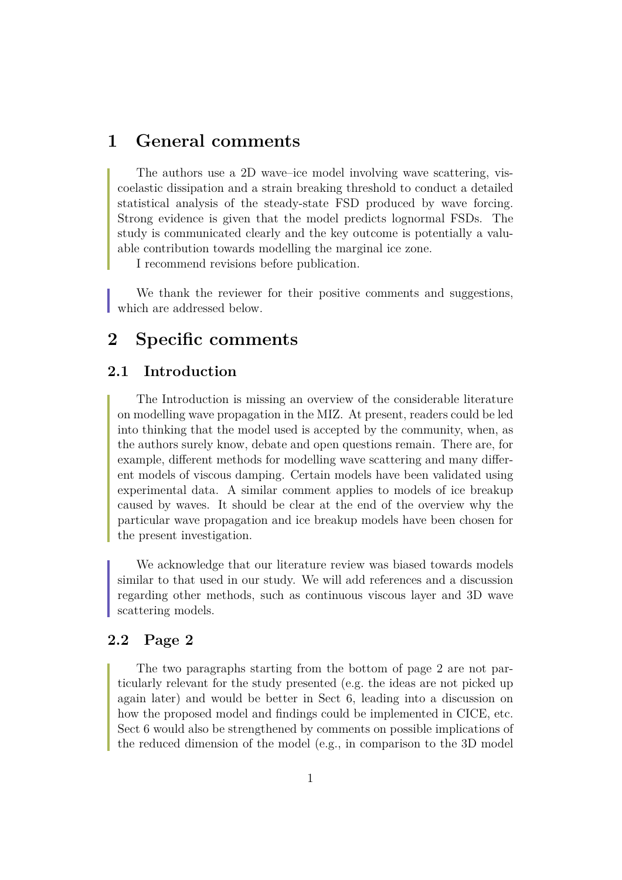# 1 General comments

The authors use a 2D wave–ice model involving wave scattering, viscoelastic dissipation and a strain breaking threshold to conduct a detailed statistical analysis of the steady-state FSD produced by wave forcing. Strong evidence is given that the model predicts lognormal FSDs. The study is communicated clearly and the key outcome is potentially a valuable contribution towards modelling the marginal ice zone.

I recommend revisions before publication.

We thank the reviewer for their positive comments and suggestions, which are addressed below.

# 2 Specific comments

## 2.1 Introduction

The Introduction is missing an overview of the considerable literature on modelling wave propagation in the MIZ. At present, readers could be led into thinking that the model used is accepted by the community, when, as the authors surely know, debate and open questions remain. There are, for example, different methods for modelling wave scattering and many different models of viscous damping. Certain models have been validated using experimental data. A similar comment applies to models of ice breakup caused by waves. It should be clear at the end of the overview why the particular wave propagation and ice breakup models have been chosen for the present investigation.

We acknowledge that our literature review was biased towards models similar to that used in our study. We will add references and a discussion regarding other methods, such as continuous viscous layer and 3D wave scattering models.

## 2.2 Page 2

The two paragraphs starting from the bottom of page 2 are not particularly relevant for the study presented (e.g. the ideas are not picked up again later) and would be better in Sect 6, leading into a discussion on how the proposed model and findings could be implemented in CICE, etc. Sect 6 would also be strengthened by comments on possible implications of the reduced dimension of the model (e.g., in comparison to the 3D model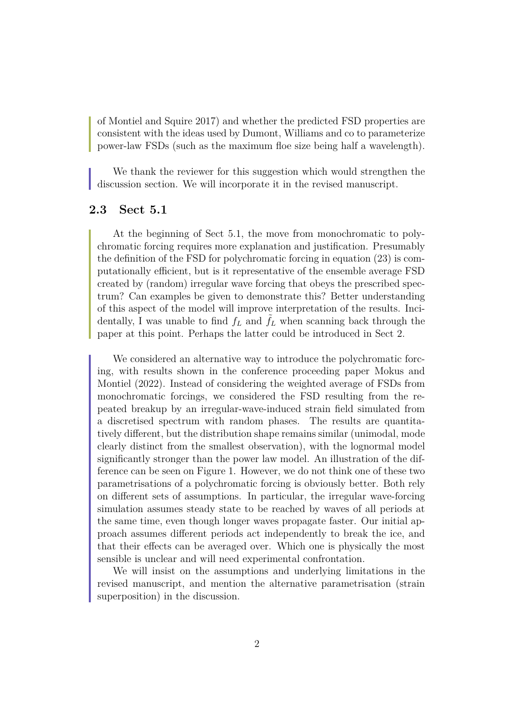of Montiel and Squire 2017) and whether the predicted FSD properties are consistent with the ideas used by Dumont, Williams and co to parameterize power-law FSDs (such as the maximum floe size being half a wavelength).

We thank the reviewer for this suggestion which would strengthen the discussion section. We will incorporate it in the revised manuscript.

## 2.3 Sect 5.1

At the beginning of Sect 5.1, the move from monochromatic to polychromatic forcing requires more explanation and justification. Presumably the definition of the FSD for polychromatic forcing in equation (23) is computationally efficient, but is it representative of the ensemble average FSD created by (random) irregular wave forcing that obeys the prescribed spectrum? Can examples be given to demonstrate this? Better understanding of this aspect of the model will improve interpretation of the results. Incidentally, I was unable to find $f_L$ and $\tilde{f}_L$ when scanning back through the paper at this point. Perhaps the latter could be introduced in Sect 2.

We considered an alternative way to introduce the polychromatic forcing, with results shown in the conference proceeding paper Mokus and Montiel (2022). Instead of considering the weighted average of FSDs from monochromatic forcings, we considered the FSD resulting from the repeated breakup by an irregular-wave-induced strain field simulated from a discretised spectrum with random phases. The results are quantitatively different, but the distribution shape remains similar (unimodal, mode clearly distinct from the smallest observation), with the lognormal model significantly stronger than the power law model. An illustration of the difference can be seen on Figure 1. However, we do not think one of these two parametrisations of a polychromatic forcing is obviously better. Both rely on different sets of assumptions. In particular, the irregular wave-forcing simulation assumes steady state to be reached by waves of all periods at the same time, even though longer waves propagate faster. Our initial approach assumes different periods act independently to break the ice, and that their effects can be averaged over. Which one is physically the most sensible is unclear and will need experimental confrontation.

We will insist on the assumptions and underlying limitations in the revised manuscript, and mention the alternative parametrisation (strain superposition) in the discussion.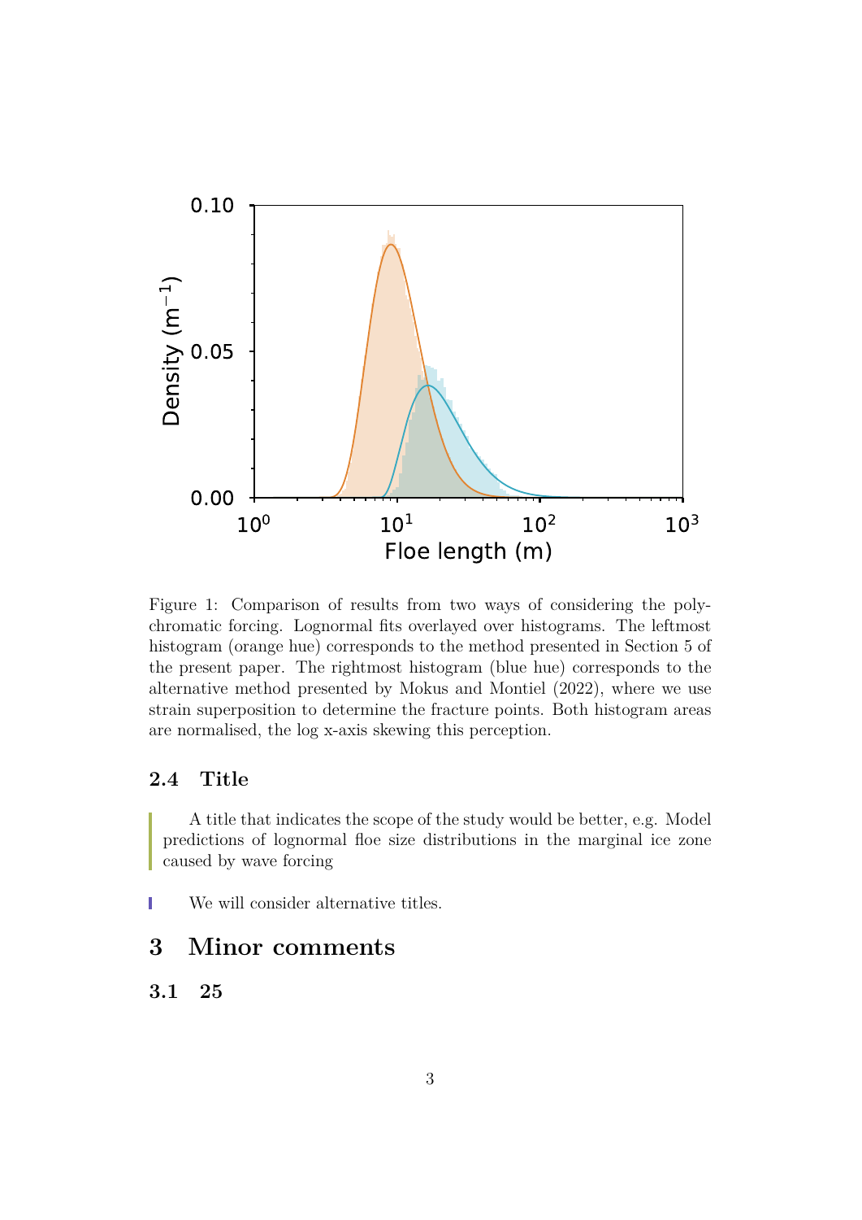Figure 1: Comparison of results from two ways of considering the polychromatic forcing. Lognormal fits overlayed over histograms. The leftmost histogram (orange hue) corresponds to the method presented in Section 5 of the present paper. The rightmost histogram (blue hue) corresponds to the alternative method presented by Mokus and Montiel (2022), where we use strain superposition to determine the fracture points. Both histogram areas are normalised, the log x-axis skewing this perception.

### 2.4 Title

> A title that indicates the scope of the study would be better, e.g. Model predictions of lognormal floe size distributions in the marginal ice zone caused by wave forcing

We will consider alternative titles.

## 3 Minor comments

### 3.1 25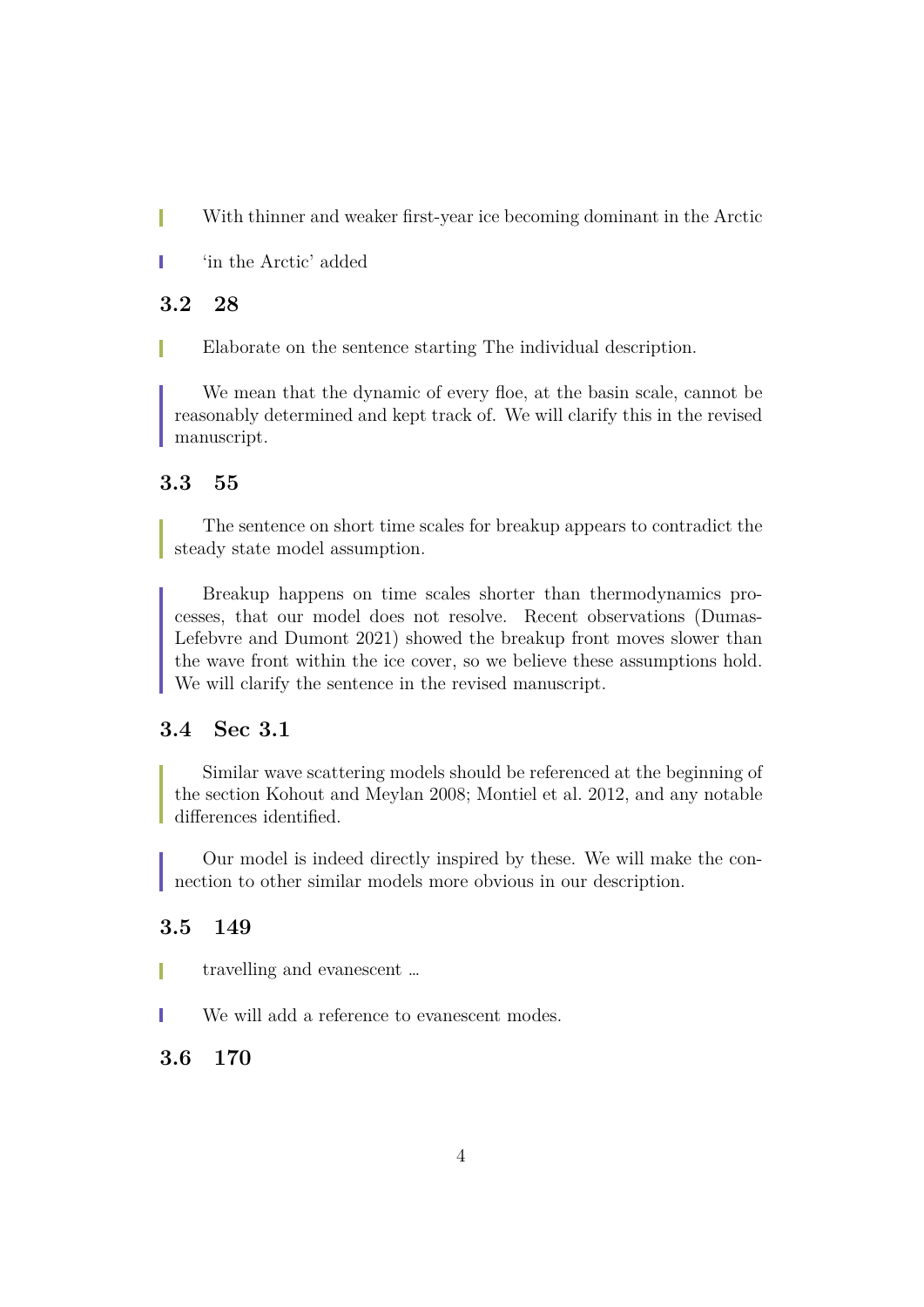> With thinner and weaker first-year ice becoming dominant in the Arctic

> 'in the Arctic' added

### 3.2 28

> Elaborate on the sentence starting The individual description.

> We mean that the dynamic of every floe, at the basin scale, cannot be reasonably determined and kept track of. We will clarify this in the revised manuscript.

### 3.3 55

> The sentence on short time scales for breakup appears to contradict the steady state model assumption.

> Breakup happens on time scales shorter than thermodynamics processes, that our model does not resolve. Recent observations (Dumas-Lefebvre and Dumont 2021) showed the breakup front moves slower than the wave front within the ice cover, so we believe these assumptions hold. We will clarify the sentence in the revised manuscript.

### 3.4 Sec 3.1

> Similar wave scattering models should be referenced at the beginning of the section Kohout and Meylan 2008; Montiel et al. 2012, and any notable differences identified.

> Our model is indeed directly inspired by these. We will make the connection to other similar models more obvious in our description.

### 3.5 149

> travelling and evanescent …

> We will add a reference to evanescent modes.

### 3.6 170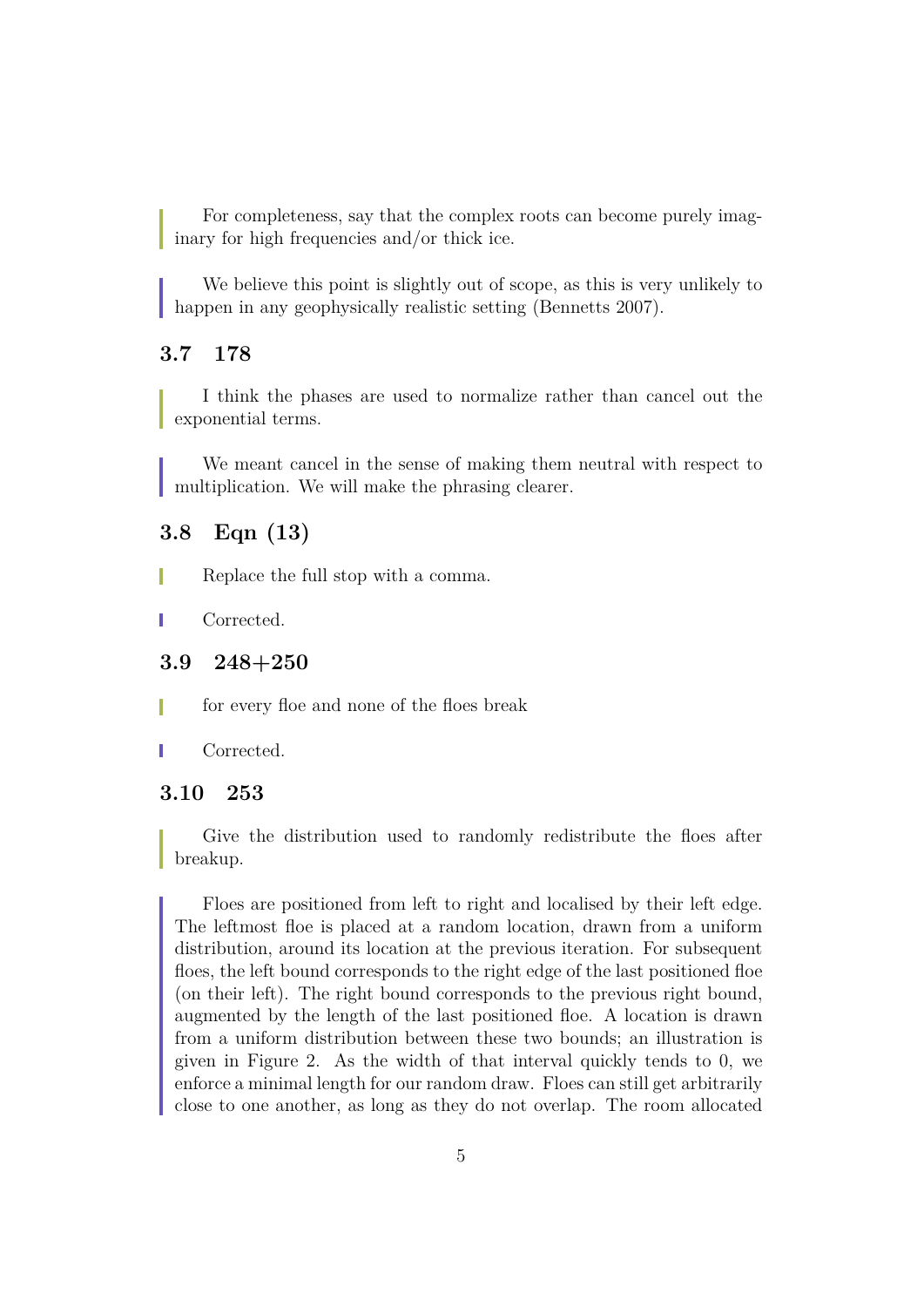For completeness, say that the complex roots can become purely imaginary for high frequencies and/or thick ice.

We believe this point is slightly out of scope, as this is very unlikely to happen in any geophysically realistic setting (Bennetts 2007).

### 3.7 178

I think the phases are used to normalize rather than cancel out the exponential terms.

We meant cancel in the sense of making them neutral with respect to multiplication. We will make the phrasing clearer.

### 3.8 Eqn (13)

Replace the full stop with a comma.

Corrected.

### 3.9 248+250

for every floe and none of the floes break

Corrected.

### 3.10 253

Give the distribution used to randomly redistribute the floes after breakup.

Floes are positioned from left to right and localised by their left edge. The leftmost floe is placed at a random location, drawn from a uniform distribution, around its location at the previous iteration. For subsequent floes, the left bound corresponds to the right edge of the last positioned floe (on their left). The right bound corresponds to the previous right bound, augmented by the length of the last positioned floe. A location is drawn from a uniform distribution between these two bounds; an illustration is given in Figure 2. As the width of that interval quickly tends to 0, we enforce a minimal length for our random draw. Floes can still get arbitrarily close to one another, as long as they do not overlap. The room allocated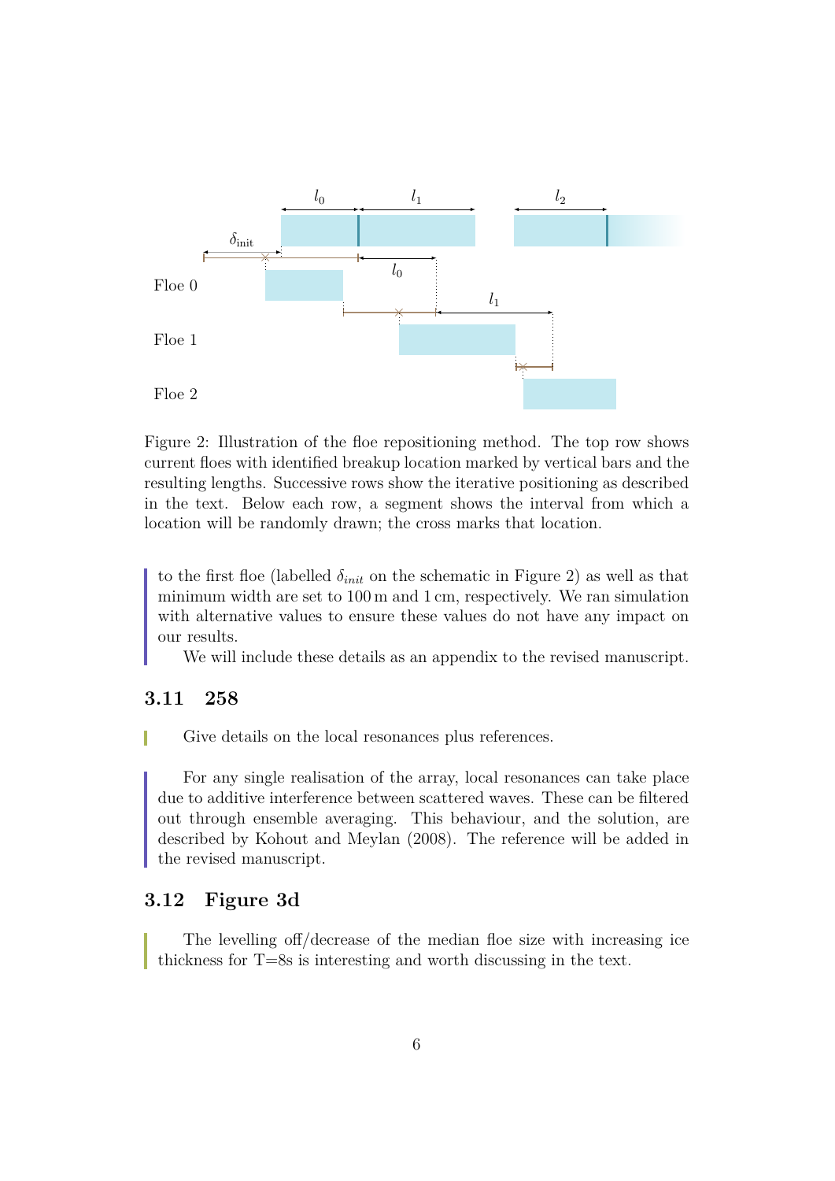Figure 2: Illustration of the floe repositioning method. The top row shows current floes with identified breakup location marked by vertical bars and the resulting lengths. Successive rows show the iterative positioning as described in the text. Below each row, a segment shows the interval from which a location will be randomly drawn; the cross marks that location.

to the first floe (labelled $\delta_{init}$ on the schematic in Figure 2) as well as that minimum width are set to 100 m and 1 cm, respectively. We ran simulation with alternative values to ensure these values do not have any impact on our results.

We will include these details as an appendix to the revised manuscript.

### 3.11 258

Give details on the local resonances plus references.

For any single realisation of the array, local resonances can take place due to additive interference between scattered waves. These can be filtered out through ensemble averaging. This behaviour, and the solution, are described by Kohout and Meylan (2008). The reference will be added in the revised manuscript.

### 3.12 Figure 3d

The levelling off/decrease of the median floe size with increasing ice thickness for T=8s is interesting and worth discussing in the text.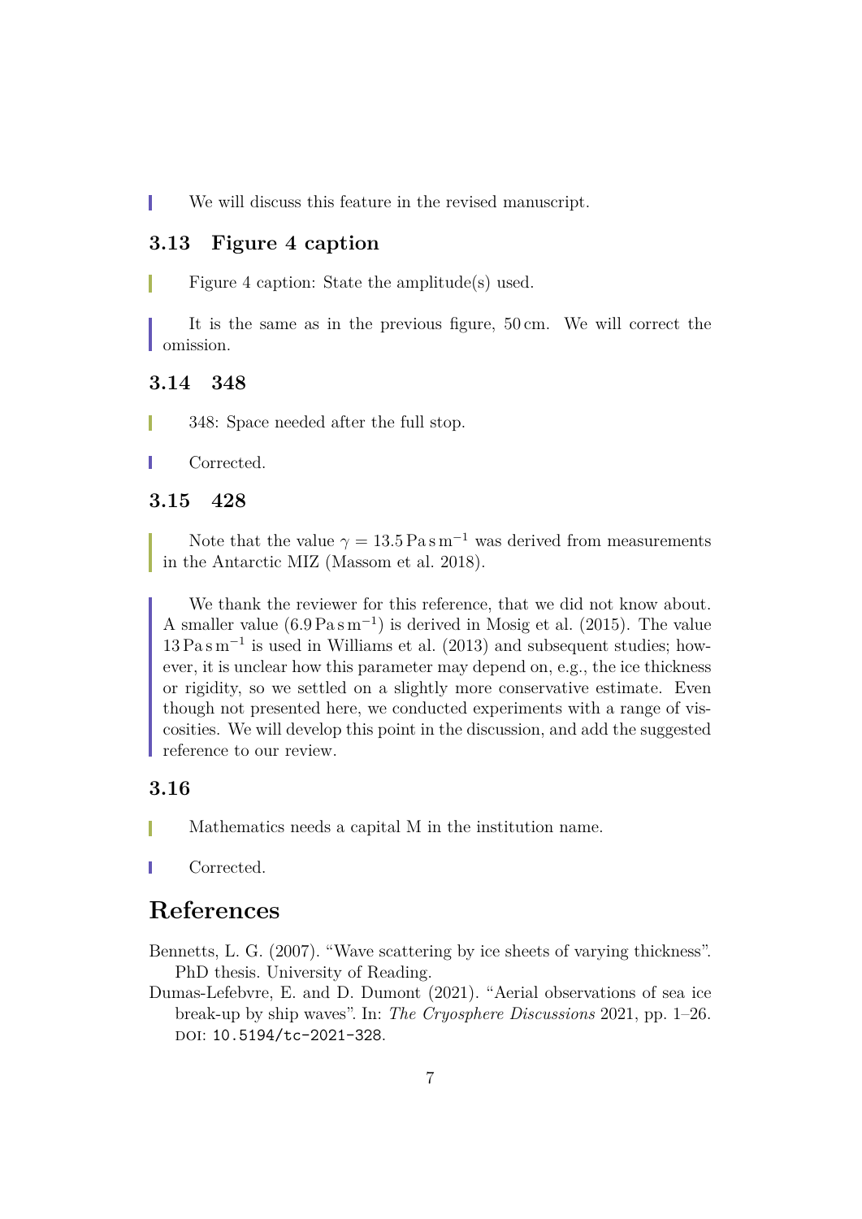We will discuss this feature in the revised manuscript.

### 3.13 Figure 4 caption

> Figure 4 caption: State the amplitude(s) used.

It is the same as in the previous figure, 50 cm. We will correct the omission.

### 3.14 348

> 348: Space needed after the full stop.

Corrected.

### 3.15 428

> Note that the value $\gamma = 13.5\,\mathrm{Pa\,s\,m^{-1}}$ was derived from measurements in the Antarctic MIZ (Massom et al. 2018).

We thank the reviewer for this reference, that we did not know about. A smaller value ($6.9\,\mathrm{Pa\,s\,m^{-1}}$) is derived in Mosig et al. (2015). The value $13\,\mathrm{Pa\,s\,m^{-1}}$ is used in Williams et al. (2013) and subsequent studies; however, it is unclear how this parameter may depend on, e.g., the ice thickness or rigidity, so we settled on a slightly more conservative estimate. Even though not presented here, we conducted experiments with a range of viscosities. We will develop this point in the discussion, and add the suggested reference to our review.

### 3.16

> Mathematics needs a capital M in the institution name.

Corrected.

# References

Bennetts, L. G. (2007). "Wave scattering by ice sheets of varying thickness". PhD thesis. University of Reading.

Dumas-Lefebvre, E. and D. Dumont (2021). "Aerial observations of sea ice break-up by ship waves". In: *The Cryosphere Discussions* 2021, pp. 1–26. DOI: 10.5194/tc-2021-328.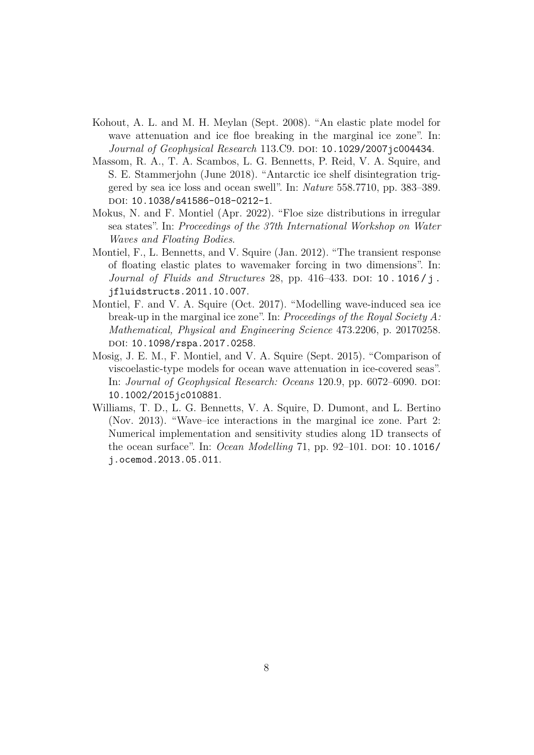Kohout, A. L. and M. H. Meylan (Sept. 2008). "An elastic plate model for wave attenuation and ice floe breaking in the marginal ice zone". In: *Journal of Geophysical Research* 113.C9. DOI: 10.1029/2007jc004434.

Massom, R. A., T. A. Scambos, L. G. Bennetts, P. Reid, V. A. Squire, and S. E. Stammerjohn (June 2018). "Antarctic ice shelf disintegration triggered by sea ice loss and ocean swell". In: *Nature* 558.7710, pp. 383–389. DOI: 10.1038/s41586-018-0212-1.

Mokus, N. and F. Montiel (Apr. 2022). "Floe size distributions in irregular sea states". In: *Proceedings of the 37th International Workshop on Water Waves and Floating Bodies*.

Montiel, F., L. Bennetts, and V. Squire (Jan. 2012). "The transient response of floating elastic plates to wavemaker forcing in two dimensions". In: *Journal of Fluids and Structures* 28, pp. 416–433. DOI: 10.1016/j.jfluidstructs.2011.10.007.

Montiel, F. and V. A. Squire (Oct. 2017). "Modelling wave-induced sea ice break-up in the marginal ice zone". In: *Proceedings of the Royal Society A: Mathematical, Physical and Engineering Science* 473.2206, p. 20170258. DOI: 10.1098/rspa.2017.0258.

Mosig, J. E. M., F. Montiel, and V. A. Squire (Sept. 2015). "Comparison of viscoelastic-type models for ocean wave attenuation in ice-covered seas". In: *Journal of Geophysical Research: Oceans* 120.9, pp. 6072–6090. DOI: 10.1002/2015jc010881.

Williams, T. D., L. G. Bennetts, V. A. Squire, D. Dumont, and L. Bertino (Nov. 2013). "Wave–ice interactions in the marginal ice zone. Part 2: Numerical implementation and sensitivity studies along 1D transects of the ocean surface". In: *Ocean Modelling* 71, pp. 92–101. DOI: 10.1016/j.ocemod.2013.05.011.